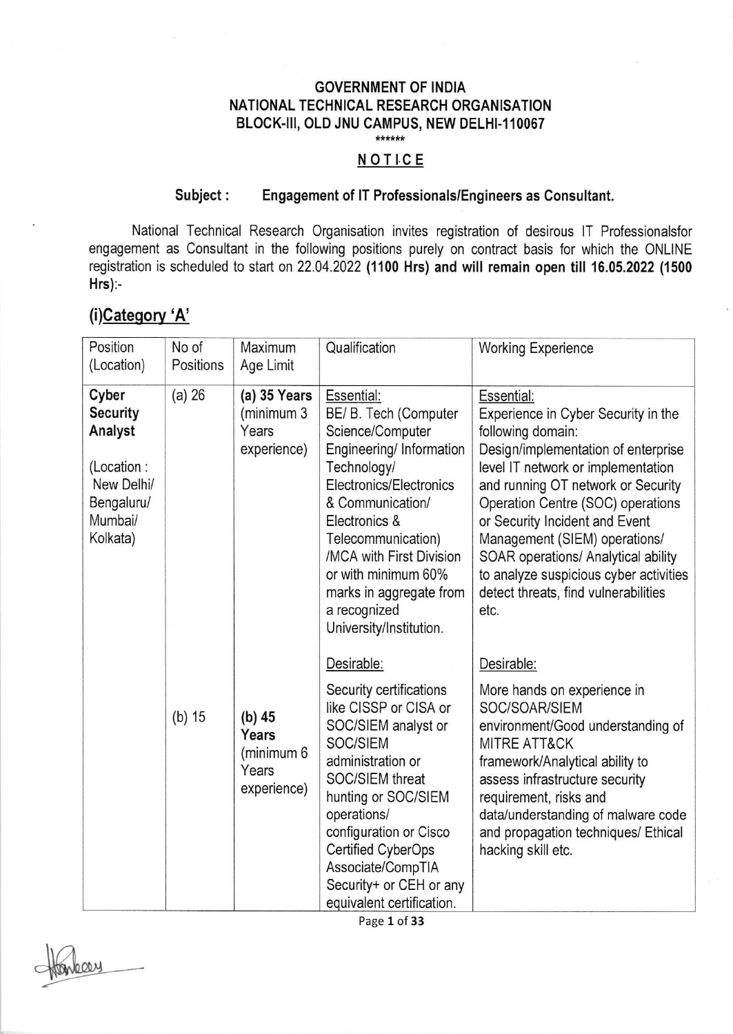**GOVERNMENT OF INDIA**
**NATIONAL TECHNICAL RESEARCH ORGANISATION**
**BLOCK-III, OLD JNU CAMPUS, NEW DELHI-110067**

******

## NOTICE

**Subject : Engagement of IT Professionals/Engineers as Consultant.**

National Technical Research Organisation invites registration of desirous IT Professionalsfor engagement as Consultant in the following positions purely on contract basis for which the ONLINE registration is scheduled to start on 22.04.2022 **(1100 Hrs) and will remain open till 16.05.2022 (1500 Hrs)**:-

## (i)Category 'A'

| Position (Location) | No of Positions | Maximum Age Limit | Qualification | Working Experience |
|---|---|---|---|---|
| **Cyber Security Analyst**<br><br>(Location : New Delhi/ Bengaluru/ Mumbai/ Kolkata) | (a) 26<br><br>(b) 15 | **(a) 35 Years** (minimum 3 Years experience)<br><br>**(b) 45 Years** (minimum 6 Years experience) | Essential:<br>BE/ B. Tech (Computer Science/Computer Engineering/ Information Technology/ Electronics/Electronics & Communication/ Electronics & Telecommunication) /MCA with First Division or with minimum 60% marks in aggregate from a recognized University/Institution.<br><br>Desirable:<br>Security certifications like CISSP or CISA or SOC/SIEM analyst or SOC/SIEM administration or SOC/SIEM threat hunting or SOC/SIEM operations/ configuration or Cisco Certified CyberOps Associate/CompTIA Security+ or CEH or any equivalent certification. | Essential:<br>Experience in Cyber Security in the following domain:<br>Design/implementation of enterprise level IT network or implementation and running OT network or Security Operation Centre (SOC) operations or Security Incident and Event Management (SIEM) operations/ SOAR operations/ Analytical ability to analyze suspicious cyber activities detect threats, find vulnerabilities etc.<br><br>Desirable:<br>More hands on experience in SOC/SOAR/SIEM environment/Good understanding of MITRE ATT&CK framework/Analytical ability to assess infrastructure security requirement, risks and data/understanding of malware code and propagation techniques/ Ethical hacking skill etc. |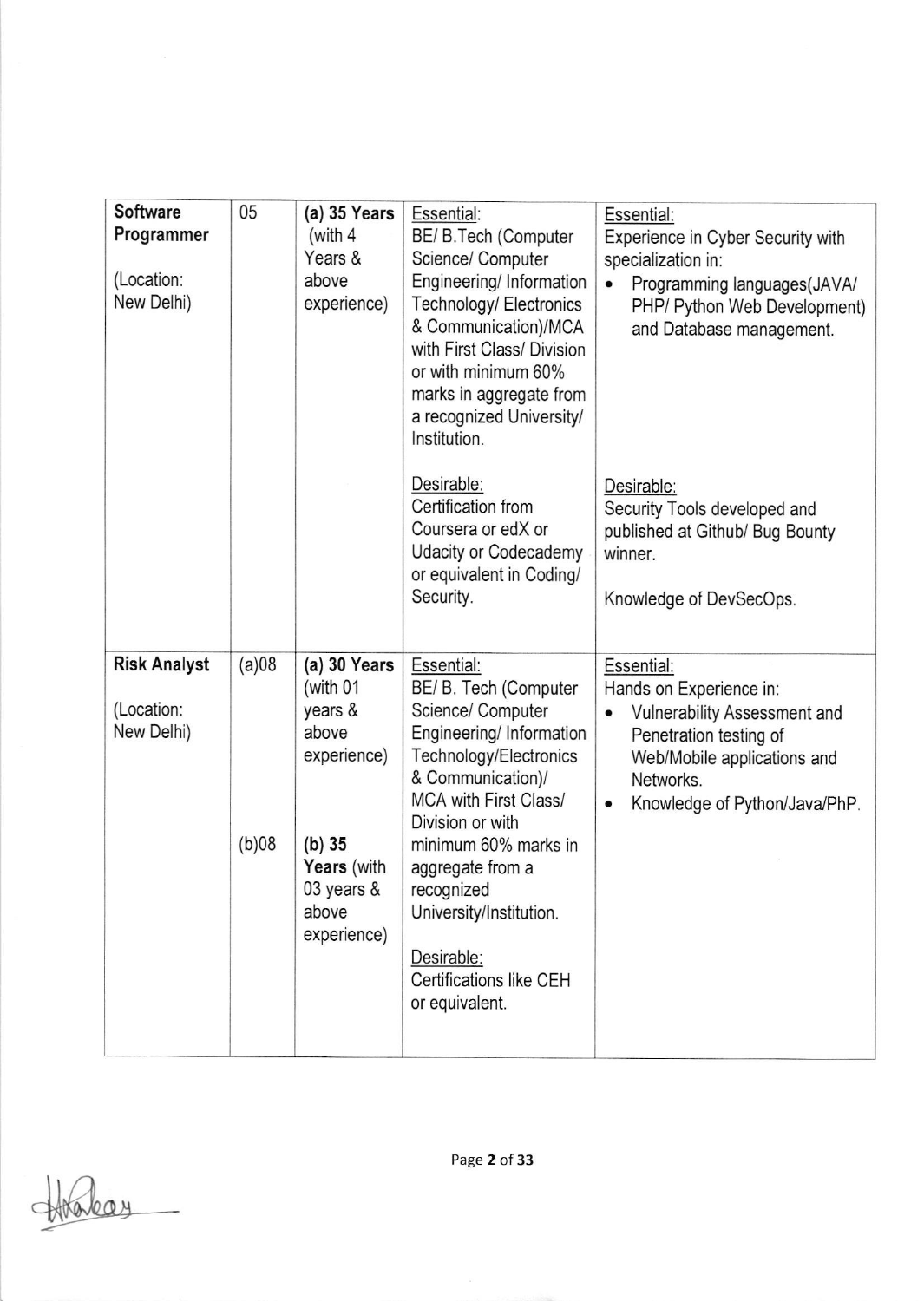| **Software Programmer**<br><br>(Location: New Delhi) | 05 | **(a) 35 Years** (with 4 Years & above experience) | Essential:<br>BE/ B.Tech (Computer Science/ Computer Engineering/ Information Technology/ Electronics & Communication)/MCA with First Class/ Division or with minimum 60% marks in aggregate from a recognized University/ Institution.<br><br>Desirable:<br>Certification from Coursera or edX or Udacity or Codecademy or equivalent in Coding/ Security. | Essential:<br>Experience in Cyber Security with specialization in:<br>• Programming languages(JAVA/ PHP/ Python Web Development) and Database management.<br><br>Desirable:<br>Security Tools developed and published at Github/ Bug Bounty winner.<br><br>Knowledge of DevSecOps. |
|---|---|---|---|---|
| **Risk Analyst**<br><br>(Location: New Delhi) | (a)08<br><br>(b)08 | **(a) 30 Years** (with 01 years & above experience)<br><br>**(b) 35 Years** (with 03 years & above experience) | Essential:<br>BE/ B. Tech (Computer Science/ Computer Engineering/ Information Technology/Electronics & Communication)/ MCA with First Class/ Division or with minimum 60% marks in aggregate from a recognized University/Institution.<br><br>Desirable:<br>Certifications like CEH or equivalent. | Essential:<br>Hands on Experience in:<br>• Vulnerability Assessment and Penetration testing of Web/Mobile applications and Networks.<br>• Knowledge of Python/Java/PhP. |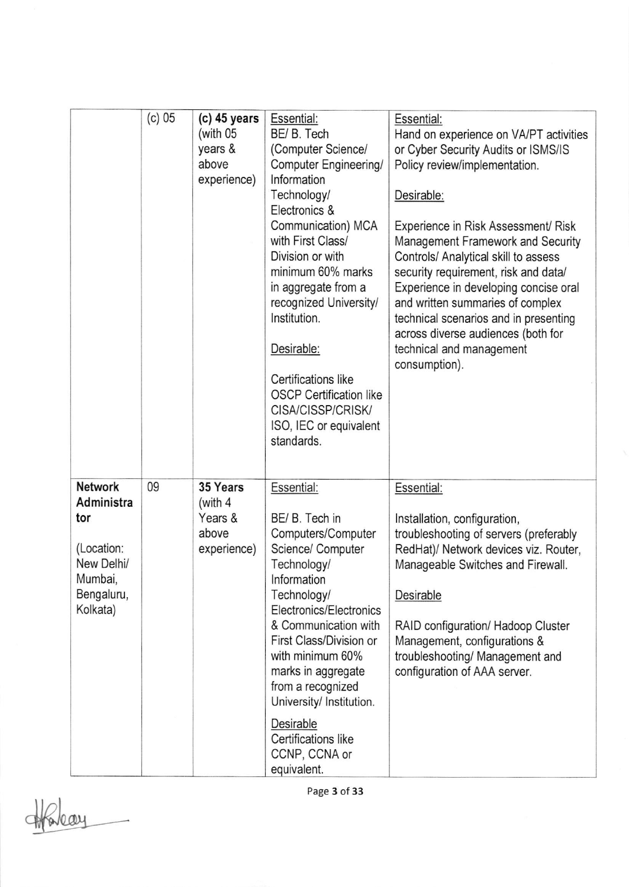| | | | | |
|---|---|---|---|---|
| | (c) 05 | **(c) 45 years** (with 05 years & above experience) | Essential:<br>BE/ B. Tech (Computer Science/ Computer Engineering/ Information Technology/ Electronics & Communication) MCA with First Class/ Division or with minimum 60% marks in aggregate from a recognized University/ Institution.<br><br>Desirable:<br><br>Certifications like OSCP Certification like CISA/CISSP/CRISK/ ISO, IEC or equivalent standards. | Essential:<br>Hand on experience on VA/PT activities or Cyber Security Audits or ISMS/IS Policy review/implementation.<br><br>Desirable:<br><br>Experience in Risk Assessment/ Risk Management Framework and Security Controls/ Analytical skill to assess security requirement, risk and data/ Experience in developing concise oral and written summaries of complex technical scenarios and in presenting across diverse audiences (both for technical and management consumption). |
| **Network Administrator**<br><br>(Location: New Delhi/ Mumbai, Bengaluru, Kolkata) | 09 | **35 Years** (with 4 Years & above experience) | Essential:<br><br>BE/ B. Tech in Computers/Computer Science/ Computer Technology/ Information Technology/ Electronics/Electronics & Communication with First Class/Division or with minimum 60% marks in aggregate from a recognized University/ Institution.<br><br>Desirable<br>Certifications like CCNP, CCNA or equivalent. | Essential:<br><br>Installation, configuration, troubleshooting of servers (preferably RedHat)/ Network devices viz. Router, Manageable Switches and Firewall.<br><br>Desirable<br><br>RAID configuration/ Hadoop Cluster Management, configurations & troubleshooting/ Management and configuration of AAA server. |